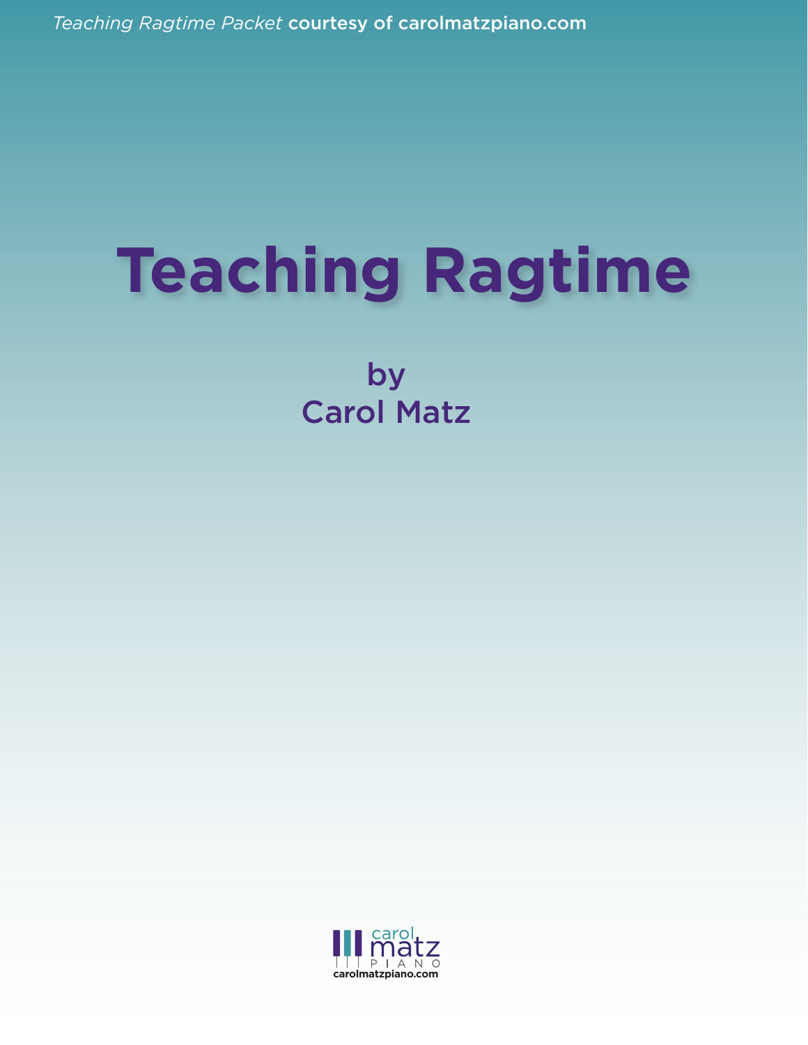# Teaching Ragtime

by
Carol Matz

carolmatzpiano.com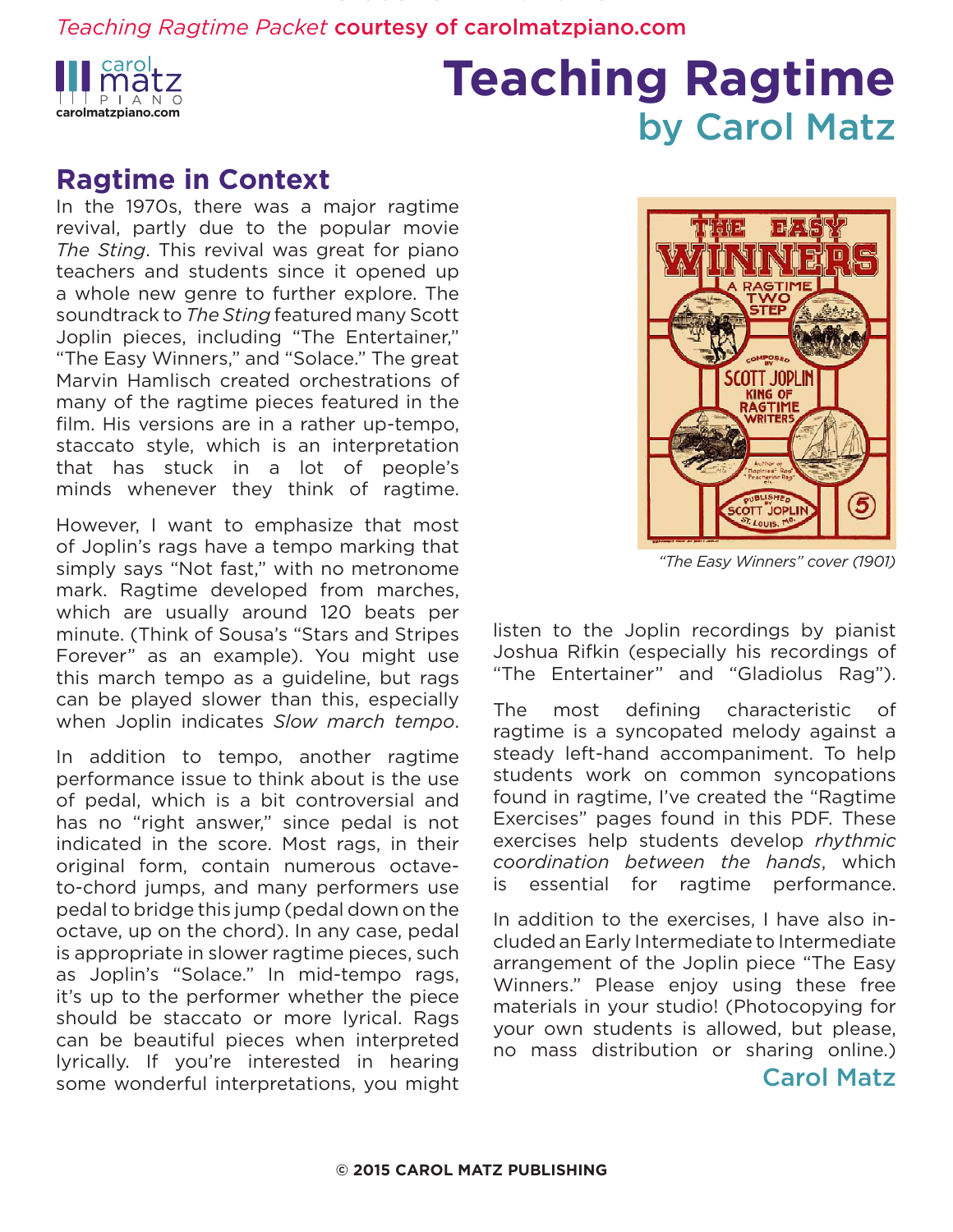# Teaching Ragtime

## by Carol Matz

## Ragtime in Context

In the 1970s, there was a major ragtime revival, partly due to the popular movie *The Sting*. This revival was great for piano teachers and students since it opened up a whole new genre to further explore. The soundtrack to *The Sting* featured many Scott Joplin pieces, including "The Entertainer," "The Easy Winners," and "Solace." The great Marvin Hamlisch created orchestrations of many of the ragtime pieces featured in the film. His versions are in a rather up-tempo, staccato style, which is an interpretation that has stuck in a lot of people's minds whenever they think of ragtime.

However, I want to emphasize that most of Joplin's rags have a tempo marking that simply says "Not fast," with no metronome mark. Ragtime developed from marches, which are usually around 120 beats per minute. (Think of Sousa's "Stars and Stripes Forever" as an example). You might use this march tempo as a guideline, but rags can be played slower than this, especially when Joplin indicates *Slow march tempo*.

In addition to tempo, another ragtime performance issue to think about is the use of pedal, which is a bit controversial and has no "right answer," since pedal is not indicated in the score. Most rags, in their original form, contain numerous octave-to-chord jumps, and many performers use pedal to bridge this jump (pedal down on the octave, up on the chord). In any case, pedal is appropriate in slower ragtime pieces, such as Joplin's "Solace." In mid-tempo rags, it's up to the performer whether the piece should be staccato or more lyrical. Rags can be beautiful pieces when interpreted lyrically. If you're interested in hearing some wonderful interpretations, you might listen to the Joplin recordings by pianist Joshua Rifkin (especially his recordings of "The Entertainer" and "Gladiolus Rag").

*"The Easy Winners" cover (1901)*

The most defining characteristic of ragtime is a syncopated melody against a steady left-hand accompaniment. To help students work on common syncopations found in ragtime, I've created the "Ragtime Exercises" pages found in this PDF. These exercises help students develop *rhythmic coordination between the hands*, which is essential for ragtime performance.

In addition to the exercises, I have also included an Early Intermediate to Intermediate arrangement of the Joplin piece "The Easy Winners." Please enjoy using these free materials in your studio! (Photocopying for your own students is allowed, but please, no mass distribution or sharing online.)

**Carol Matz**

© 2015 CAROL MATZ PUBLISHING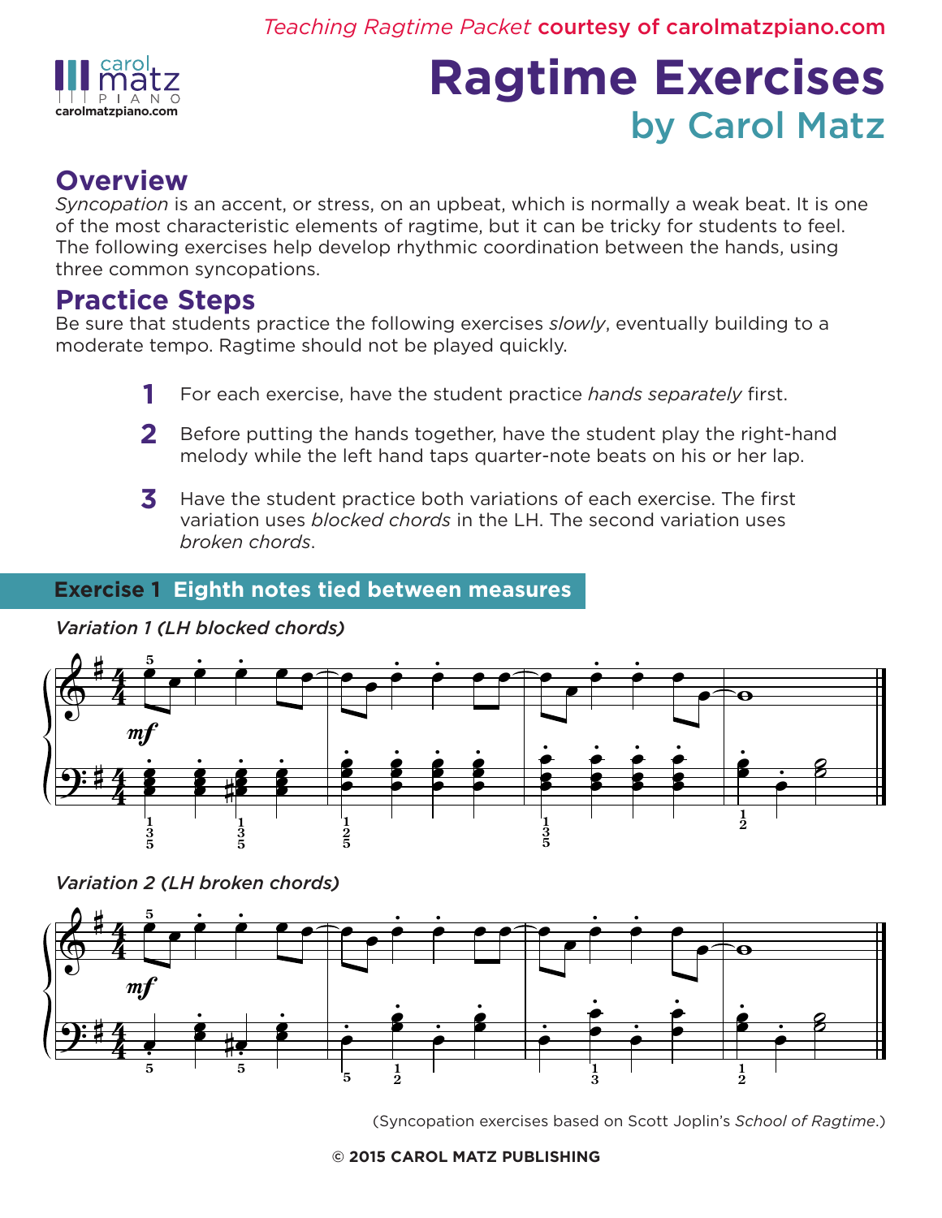*Teaching Ragtime Packet* **courtesy of carolmatzpiano.com**

# Ragtime Exercises

## by Carol Matz

## Overview

*Syncopation* is an accent, or stress, on an upbeat, which is normally a weak beat. It is one of the most characteristic elements of ragtime, but it can be tricky for students to feel. The following exercises help develop rhythmic coordination between the hands, using three common syncopations.

## Practice Steps

Be sure that students practice the following exercises *slowly*, eventually building to a moderate tempo. Ragtime should not be played quickly.

1. For each exercise, have the student practice *hands separately* first.
2. Before putting the hands together, have the student play the right-hand melody while the left hand taps quarter-note beats on his or her lap.
3. Have the student practice both variations of each exercise. The first variation uses *blocked chords* in the LH. The second variation uses *broken chords*.

### Exercise 1 Eighth notes tied between measures

*Variation 1 (LH blocked chords)*

*Variation 2 (LH broken chords)*

(Syncopation exercises based on Scott Joplin's *School of Ragtime*.)

**© 2015 CAROL MATZ PUBLISHING**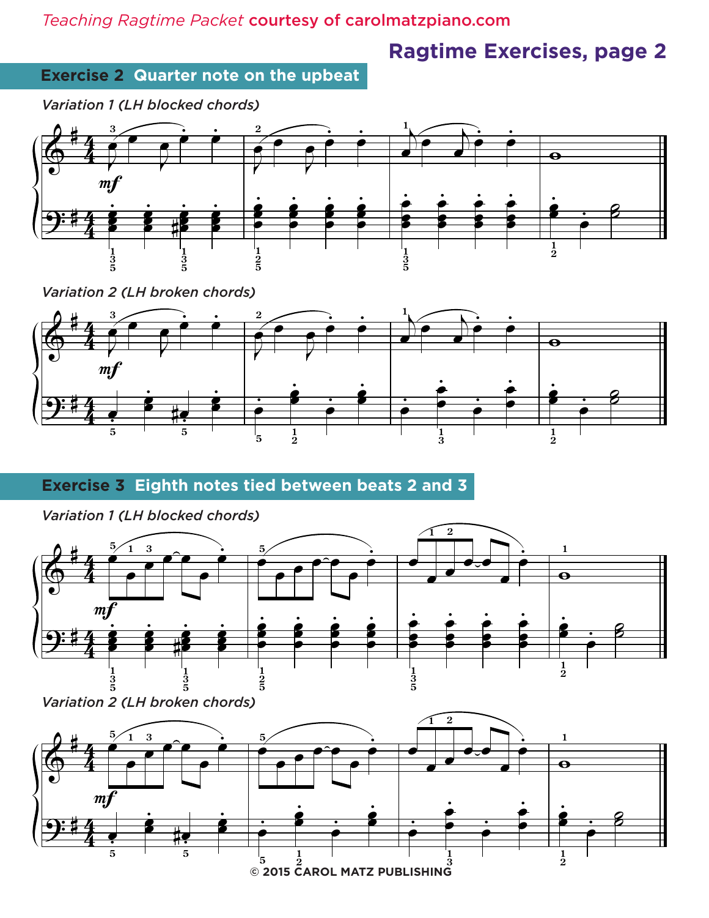## Ragtime Exercises, page 2

### Exercise 2 Quarter note on the upbeat

*Variation 1 (LH blocked chords)*

*Variation 2 (LH broken chords)*

### Exercise 3 Eighth notes tied between beats 2 and 3

*Variation 1 (LH blocked chords)*

*Variation 2 (LH broken chords)*

© 2015 CAROL MATZ PUBLISHING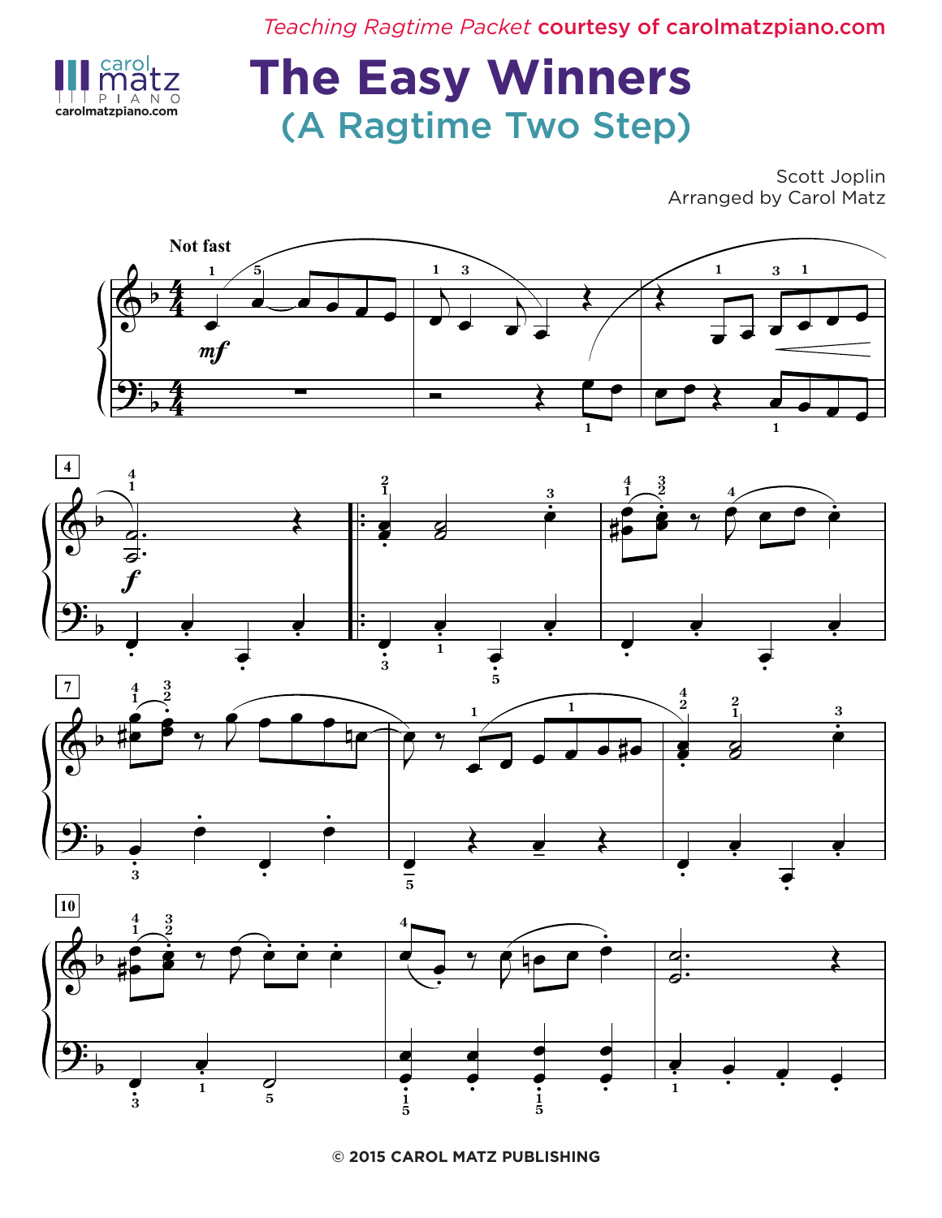*Teaching Ragtime Packet* **courtesy of carolmatzpiano.com**

# The Easy Winners

## (A Ragtime Two Step)

Scott Joplin
Arranged by Carol Matz

© 2015 CAROL MATZ PUBLISHING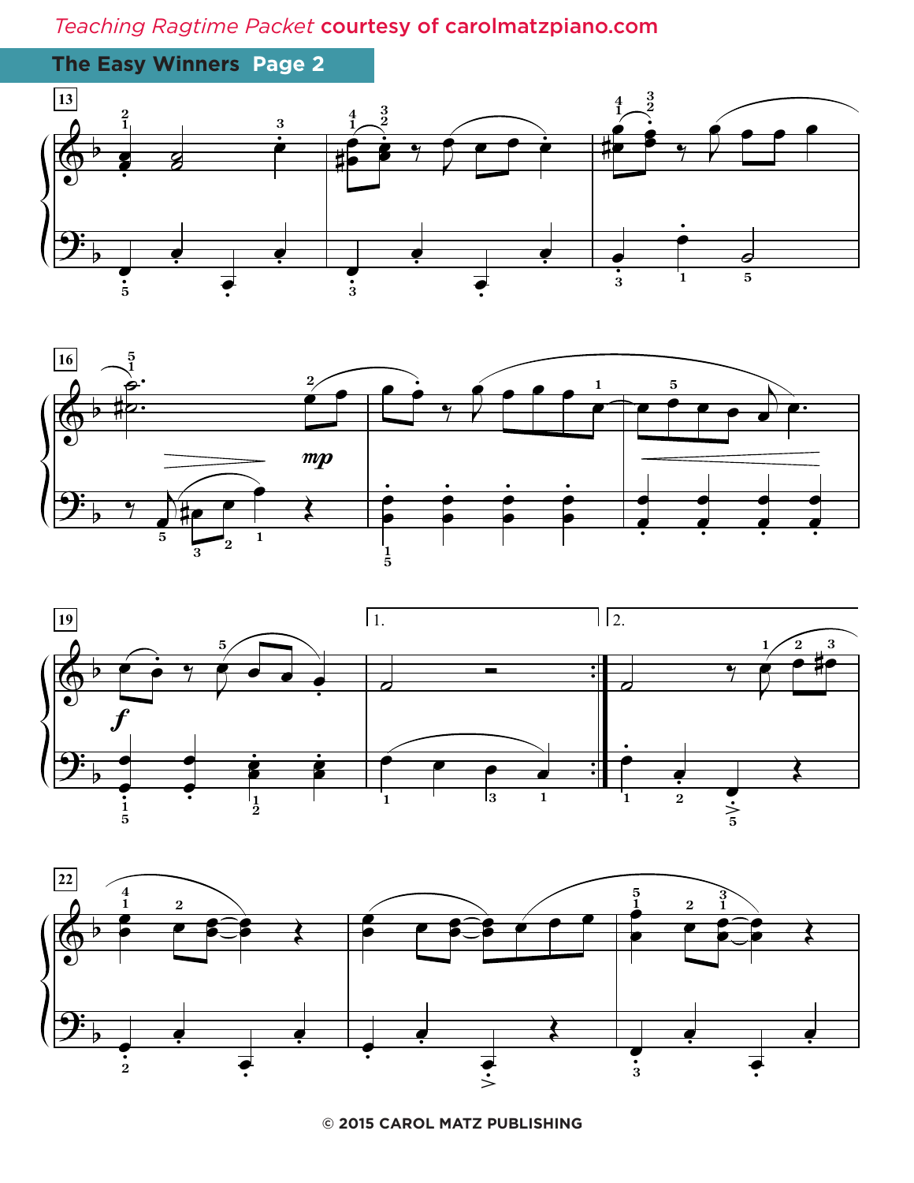*Teaching Ragtime Packet* **courtesy of carolmatzpiano.com**

## The Easy Winners Page 2

© 2015 CAROL MATZ PUBLISHING